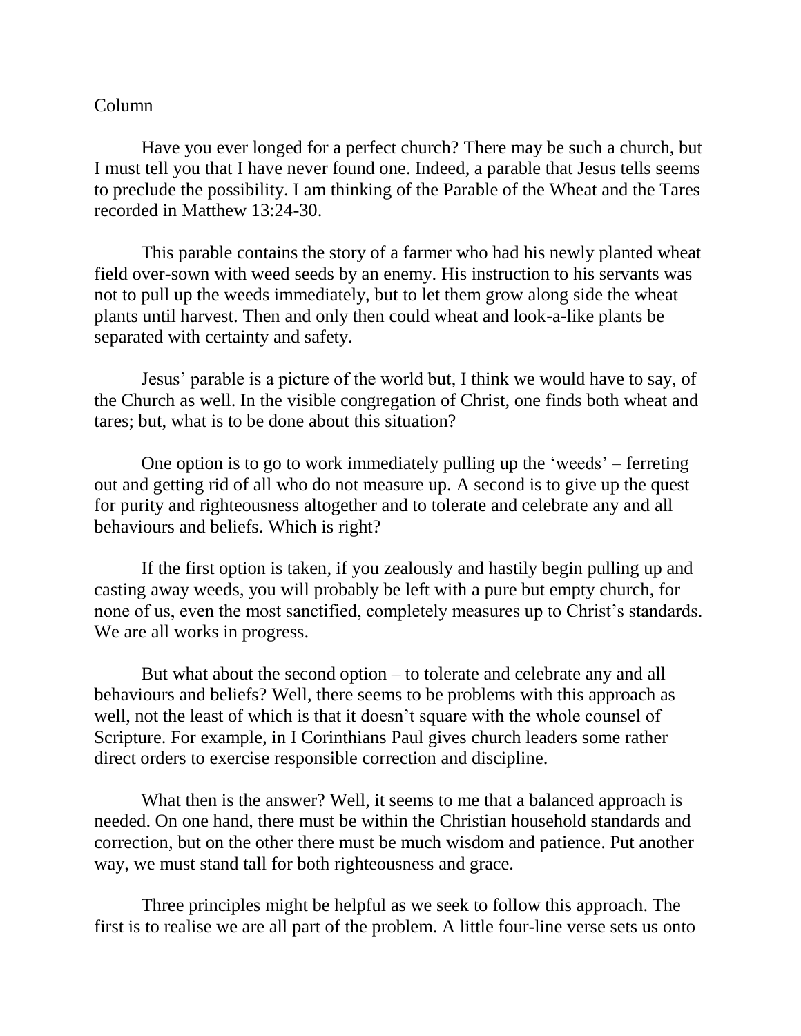Column

Have you ever longed for a perfect church? There may be such a church, but I must tell you that I have never found one. Indeed, a parable that Jesus tells seems to preclude the possibility. I am thinking of the Parable of the Wheat and the Tares recorded in Matthew 13:24-30.

This parable contains the story of a farmer who had his newly planted wheat field over-sown with weed seeds by an enemy. His instruction to his servants was not to pull up the weeds immediately, but to let them grow along side the wheat plants until harvest. Then and only then could wheat and look-a-like plants be separated with certainty and safety.

Jesus' parable is a picture of the world but, I think we would have to say, of the Church as well. In the visible congregation of Christ, one finds both wheat and tares; but, what is to be done about this situation?

One option is to go to work immediately pulling up the 'weeds' – ferreting out and getting rid of all who do not measure up. A second is to give up the quest for purity and righteousness altogether and to tolerate and celebrate any and all behaviours and beliefs. Which is right?

If the first option is taken, if you zealously and hastily begin pulling up and casting away weeds, you will probably be left with a pure but empty church, for none of us, even the most sanctified, completely measures up to Christ's standards. We are all works in progress.

But what about the second option – to tolerate and celebrate any and all behaviours and beliefs? Well, there seems to be problems with this approach as well, not the least of which is that it doesn't square with the whole counsel of Scripture. For example, in I Corinthians Paul gives church leaders some rather direct orders to exercise responsible correction and discipline.

What then is the answer? Well, it seems to me that a balanced approach is needed. On one hand, there must be within the Christian household standards and correction, but on the other there must be much wisdom and patience. Put another way, we must stand tall for both righteousness and grace.

Three principles might be helpful as we seek to follow this approach. The first is to realise we are all part of the problem. A little four-line verse sets us onto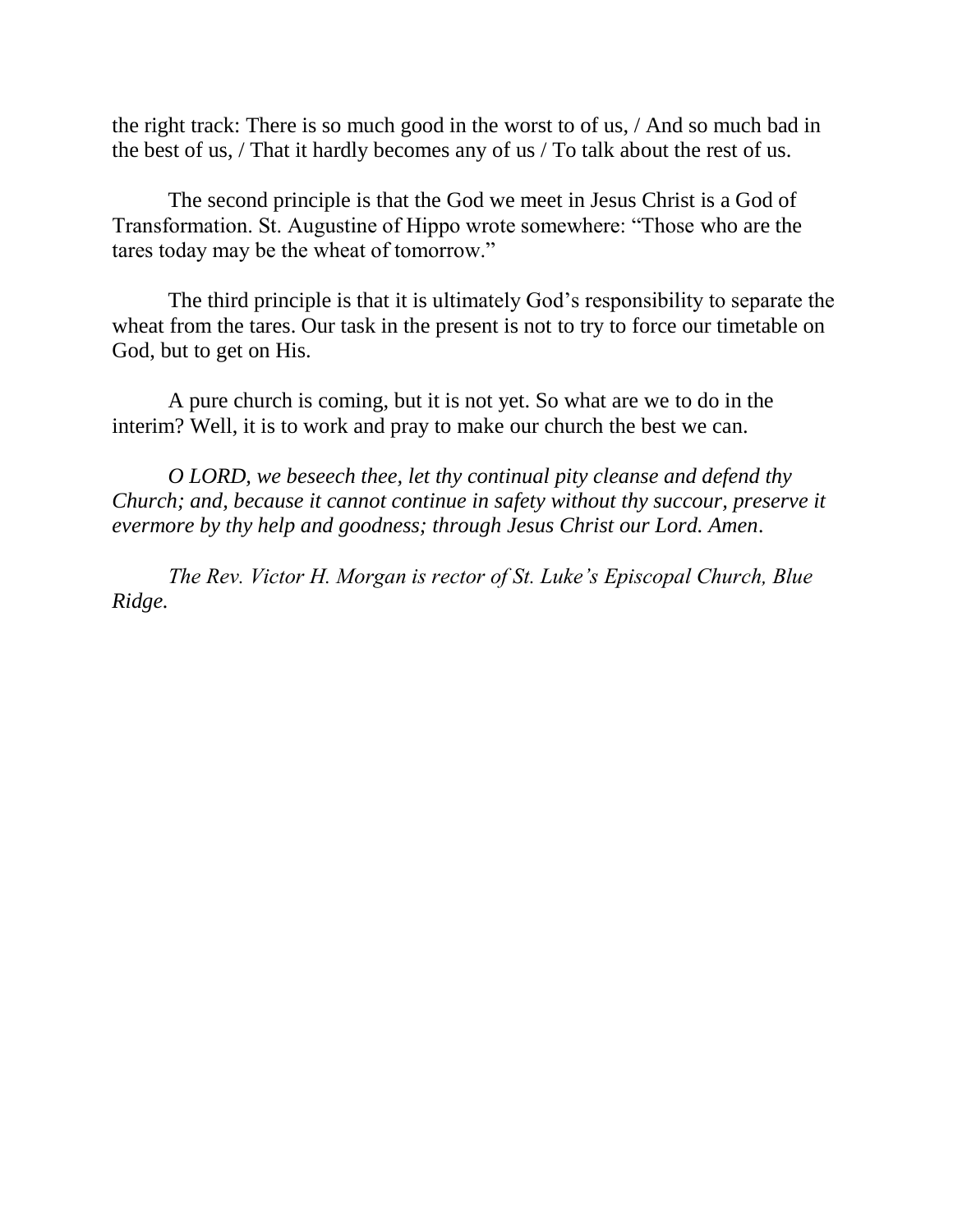the right track: There is so much good in the worst to of us, / And so much bad in the best of us, / That it hardly becomes any of us / To talk about the rest of us.

The second principle is that the God we meet in Jesus Christ is a God of Transformation. St. Augustine of Hippo wrote somewhere: "Those who are the tares today may be the wheat of tomorrow."

The third principle is that it is ultimately God's responsibility to separate the wheat from the tares. Our task in the present is not to try to force our timetable on God, but to get on His.

A pure church is coming, but it is not yet. So what are we to do in the interim? Well, it is to work and pray to make our church the best we can.

*O LORD, we beseech thee, let thy continual pity cleanse and defend thy Church; and, because it cannot continue in safety without thy succour, preserve it evermore by thy help and goodness; through Jesus Christ our Lord. Amen*.

*The Rev. Victor H. Morgan is rector of St. Luke's Episcopal Church, Blue Ridge.*